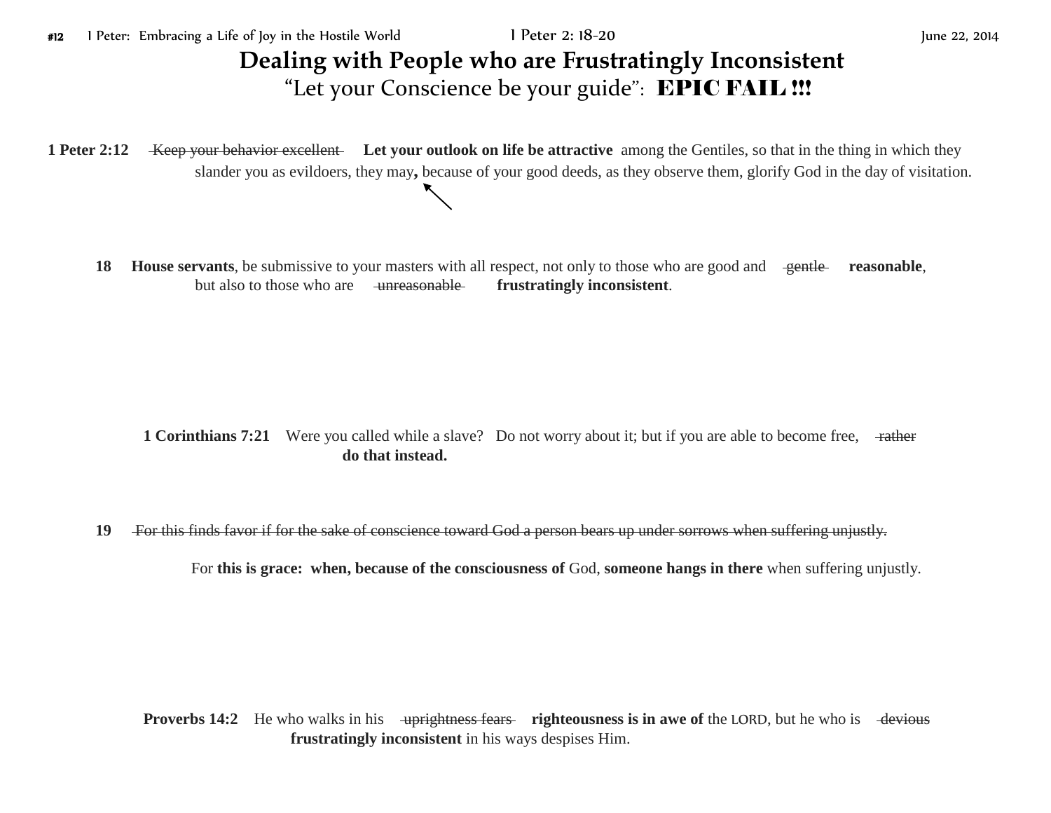#12 1 Peter: Embracing a Life of Joy in the Hostile World 1 Peter 2: 18-20 June 22, 2014

# Dealing with People who are Frustratingly Inconsistent

## "Let your Conscience be your guide": **EPIC FAIL !!!**

**1 Peter 2:12** ~~Keep your behavior excellent~~ **Let your outlook on life be attractive** among the Gentiles, so that in the thing in which they slander you as evildoers, they may**,** because of your good deeds, as they observe them, glorify God in the day of visitation.

**18** **House servants**, be submissive to your masters with all respect, not only to those who are good and ~~gentle~~ **reasonable**, but also to those who are ~~unreasonable~~ **frustratingly inconsistent**.

**1 Corinthians 7:21** Were you called while a slave? Do not worry about it; but if you are able to become free, ~~rather~~ **do that instead.**

**19** ~~For this finds favor if for the sake of conscience toward God a person bears up under sorrows when suffering unjustly.~~

For **this is grace: when, because of the consciousness of** God, **someone hangs in there** when suffering unjustly.

**Proverbs 14:2** He who walks in his ~~uprightness fears~~ **righteousness is in awe of** the LORD, but he who is ~~devious~~ **frustratingly inconsistent** in his ways despises Him.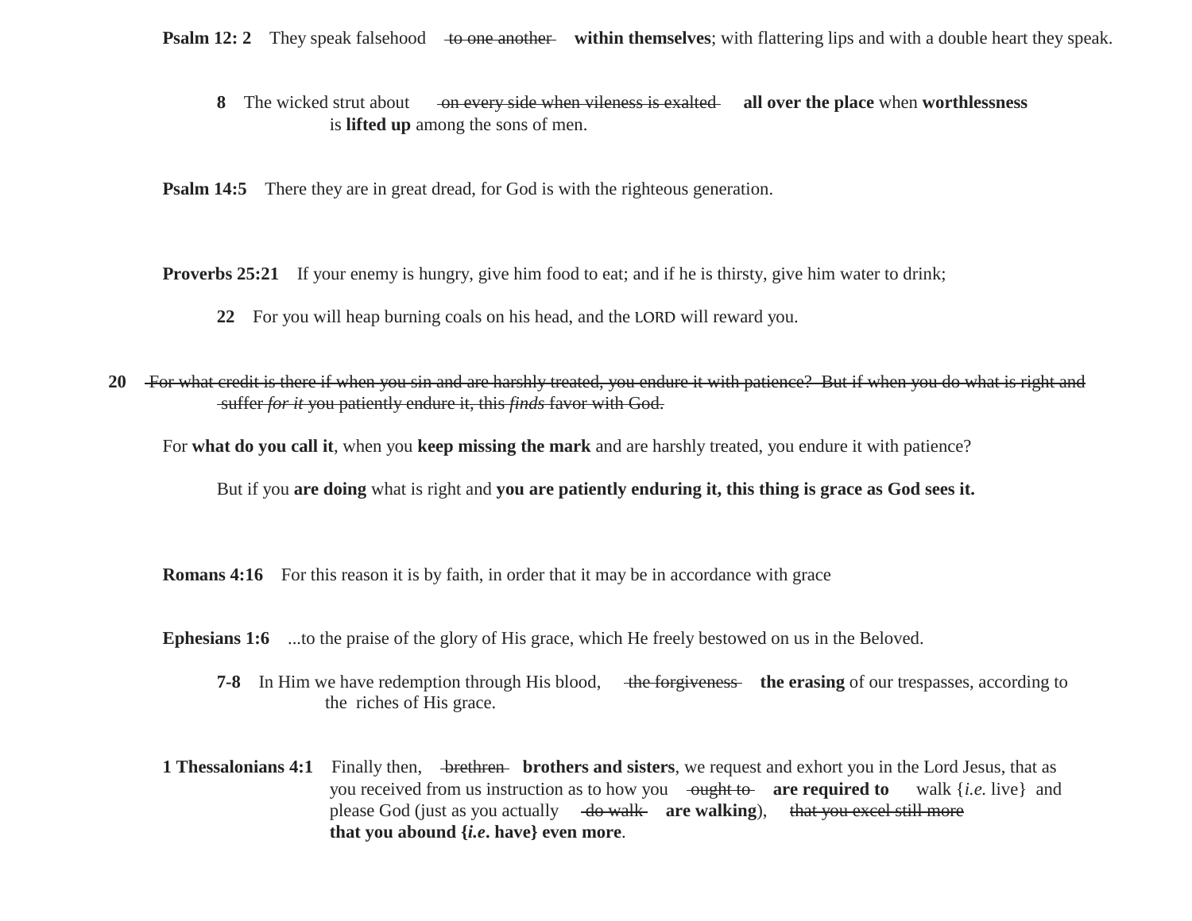**Psalm 12: 2** They speak falsehood ~~to one another~~ **within themselves**; with flattering lips and with a double heart they speak.

**8** The wicked strut about ~~on every side when vileness is exalted~~ **all over the place** when **worthlessness** is **lifted up** among the sons of men.

**Psalm 14:5** There they are in great dread, for God is with the righteous generation.

**Proverbs 25:21** If your enemy is hungry, give him food to eat; and if he is thirsty, give him water to drink;

**22** For you will heap burning coals on his head, and the LORD will reward you.

**20** ~~For what credit is there if when you sin and are harshly treated, you endure it with patience? But if when you do what is right and suffer *for it* you patiently endure it, this *finds* favor with God.~~

For **what do you call it**, when you **keep missing the mark** and are harshly treated, you endure it with patience?

But if you **are doing** what is right and **you are patiently enduring it, this thing is grace as God sees it.**

**Romans 4:16** For this reason it is by faith, in order that it may be in accordance with grace

**Ephesians 1:6** ...to the praise of the glory of His grace, which He freely bestowed on us in the Beloved.

**7-8** In Him we have redemption through His blood, ~~the forgiveness~~ **the erasing** of our trespasses, according to the riches of His grace.

**1 Thessalonians 4:1** Finally then, ~~brethren~~ **brothers and sisters**, we request and exhort you in the Lord Jesus, that as you received from us instruction as to how you ~~ought to~~ **are required to** walk {*i.e.* live} and please God (just as you actually ~~do walk~~ **are walking**), ~~that you excel still more~~ **that you abound {*i.e.* have} even more**.